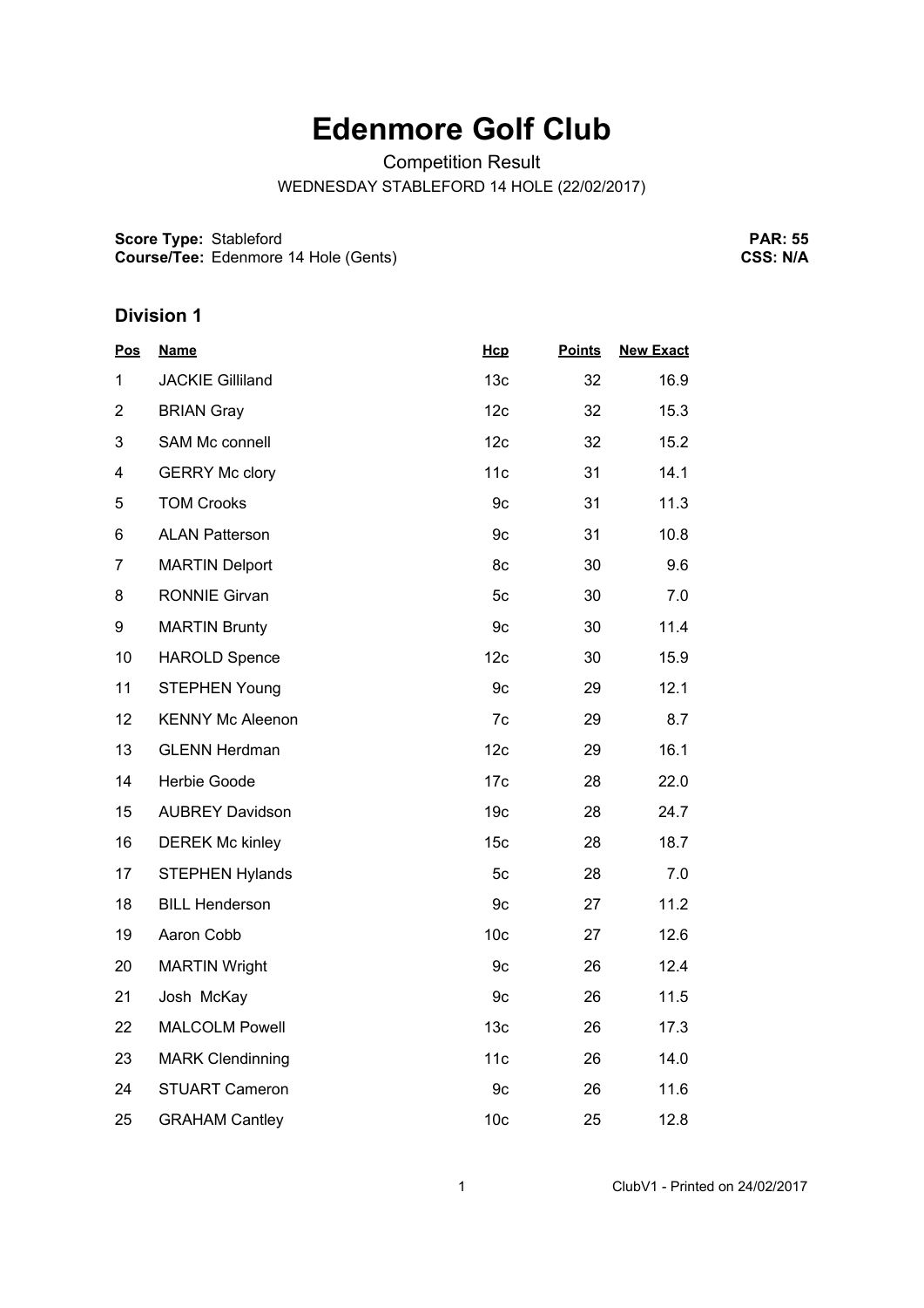# Edenmore Golf Club

Competition Result

WEDNESDAY STABLEFORD 14 HOLE (22/02/2017)

**Score Type:** Stableford
**Course/Tee:** Edenmore 14 Hole (Gents)

**PAR: 55**
**CSS: N/A**

## Division 1

| Pos | Name | Hcp | Points | New Exact |
|---|---|---|---|---|
| 1 | JACKIE Gilliland | 13c | 32 | 16.9 |
| 2 | BRIAN Gray | 12c | 32 | 15.3 |
| 3 | SAM Mc connell | 12c | 32 | 15.2 |
| 4 | GERRY Mc clory | 11c | 31 | 14.1 |
| 5 | TOM Crooks | 9c | 31 | 11.3 |
| 6 | ALAN Patterson | 9c | 31 | 10.8 |
| 7 | MARTIN Delport | 8c | 30 | 9.6 |
| 8 | RONNIE Girvan | 5c | 30 | 7.0 |
| 9 | MARTIN Brunty | 9c | 30 | 11.4 |
| 10 | HAROLD Spence | 12c | 30 | 15.9 |
| 11 | STEPHEN Young | 9c | 29 | 12.1 |
| 12 | KENNY Mc Aleenon | 7c | 29 | 8.7 |
| 13 | GLENN Herdman | 12c | 29 | 16.1 |
| 14 | Herbie Goode | 17c | 28 | 22.0 |
| 15 | AUBREY Davidson | 19c | 28 | 24.7 |
| 16 | DEREK Mc kinley | 15c | 28 | 18.7 |
| 17 | STEPHEN Hylands | 5c | 28 | 7.0 |
| 18 | BILL Henderson | 9c | 27 | 11.2 |
| 19 | Aaron Cobb | 10c | 27 | 12.6 |
| 20 | MARTIN Wright | 9c | 26 | 12.4 |
| 21 | Josh McKay | 9c | 26 | 11.5 |
| 22 | MALCOLM Powell | 13c | 26 | 17.3 |
| 23 | MARK Clendinning | 11c | 26 | 14.0 |
| 24 | STUART Cameron | 9c | 26 | 11.6 |
| 25 | GRAHAM Cantley | 10c | 25 | 12.8 |

ClubV1 - Printed on 24/02/2017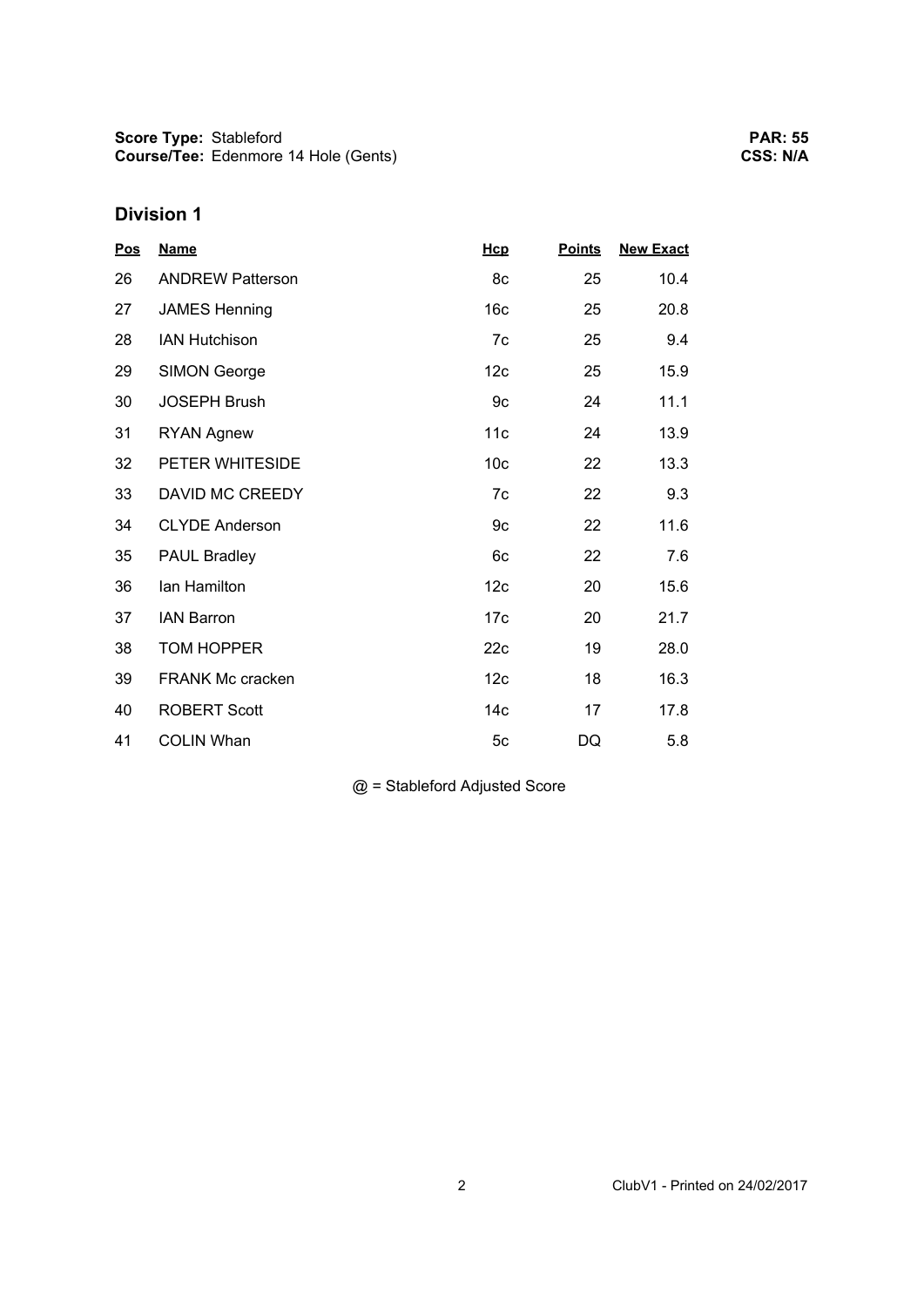**Score Type:** Stableford
**Course/Tee:** Edenmore 14 Hole (Gents)

**PAR: 55**
**CSS: N/A**

## Division 1

| Pos | Name | Hcp | Points | New Exact |
|---|---|---|---|---|
| 26 | ANDREW Patterson | 8c | 25 | 10.4 |
| 27 | JAMES Henning | 16c | 25 | 20.8 |
| 28 | IAN Hutchison | 7c | 25 | 9.4 |
| 29 | SIMON George | 12c | 25 | 15.9 |
| 30 | JOSEPH Brush | 9c | 24 | 11.1 |
| 31 | RYAN Agnew | 11c | 24 | 13.9 |
| 32 | PETER WHITESIDE | 10c | 22 | 13.3 |
| 33 | DAVID MC CREEDY | 7c | 22 | 9.3 |
| 34 | CLYDE Anderson | 9c | 22 | 11.6 |
| 35 | PAUL Bradley | 6c | 22 | 7.6 |
| 36 | Ian Hamilton | 12c | 20 | 15.6 |
| 37 | IAN Barron | 17c | 20 | 21.7 |
| 38 | TOM HOPPER | 22c | 19 | 28.0 |
| 39 | FRANK Mc cracken | 12c | 18 | 16.3 |
| 40 | ROBERT Scott | 14c | 17 | 17.8 |
| 41 | COLIN Whan | 5c | DQ | 5.8 |

@ = Stableford Adjusted Score

ClubV1 - Printed on 24/02/2017